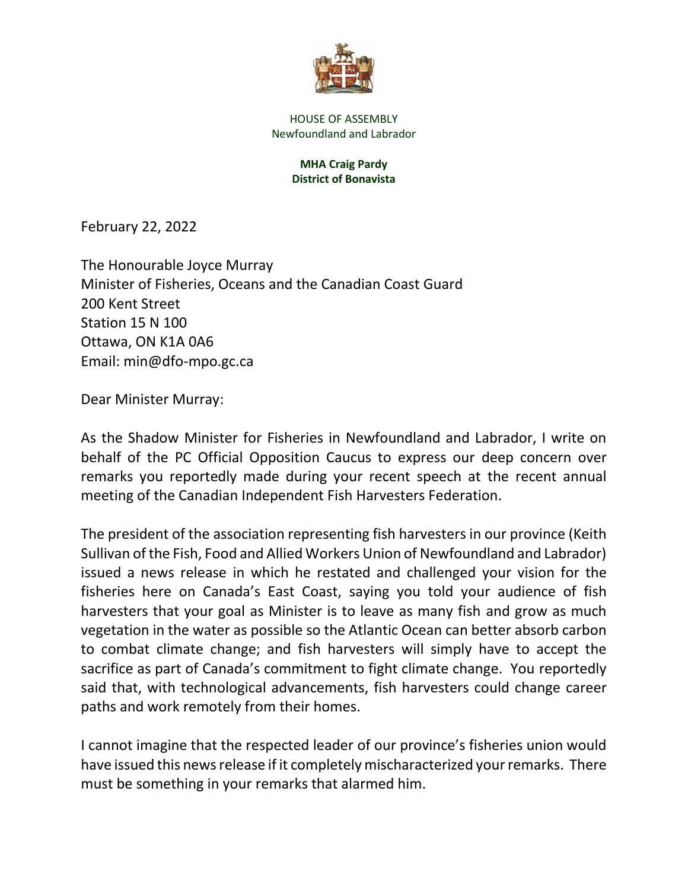HOUSE OF ASSEMBLY
Newfoundland and Labrador

**MHA Craig Pardy**
**District of Bonavista**

February 22, 2022

The Honourable Joyce Murray
Minister of Fisheries, Oceans and the Canadian Coast Guard
200 Kent Street
Station 15 N 100
Ottawa, ON K1A 0A6
Email: min@dfo-mpo.gc.ca

Dear Minister Murray:

As the Shadow Minister for Fisheries in Newfoundland and Labrador, I write on behalf of the PC Official Opposition Caucus to express our deep concern over remarks you reportedly made during your recent speech at the recent annual meeting of the Canadian Independent Fish Harvesters Federation.

The president of the association representing fish harvesters in our province (Keith Sullivan of the Fish, Food and Allied Workers Union of Newfoundland and Labrador) issued a news release in which he restated and challenged your vision for the fisheries here on Canada's East Coast, saying you told your audience of fish harvesters that your goal as Minister is to leave as many fish and grow as much vegetation in the water as possible so the Atlantic Ocean can better absorb carbon to combat climate change; and fish harvesters will simply have to accept the sacrifice as part of Canada's commitment to fight climate change. You reportedly said that, with technological advancements, fish harvesters could change career paths and work remotely from their homes.

I cannot imagine that the respected leader of our province's fisheries union would have issued this news release if it completely mischaracterized your remarks. There must be something in your remarks that alarmed him.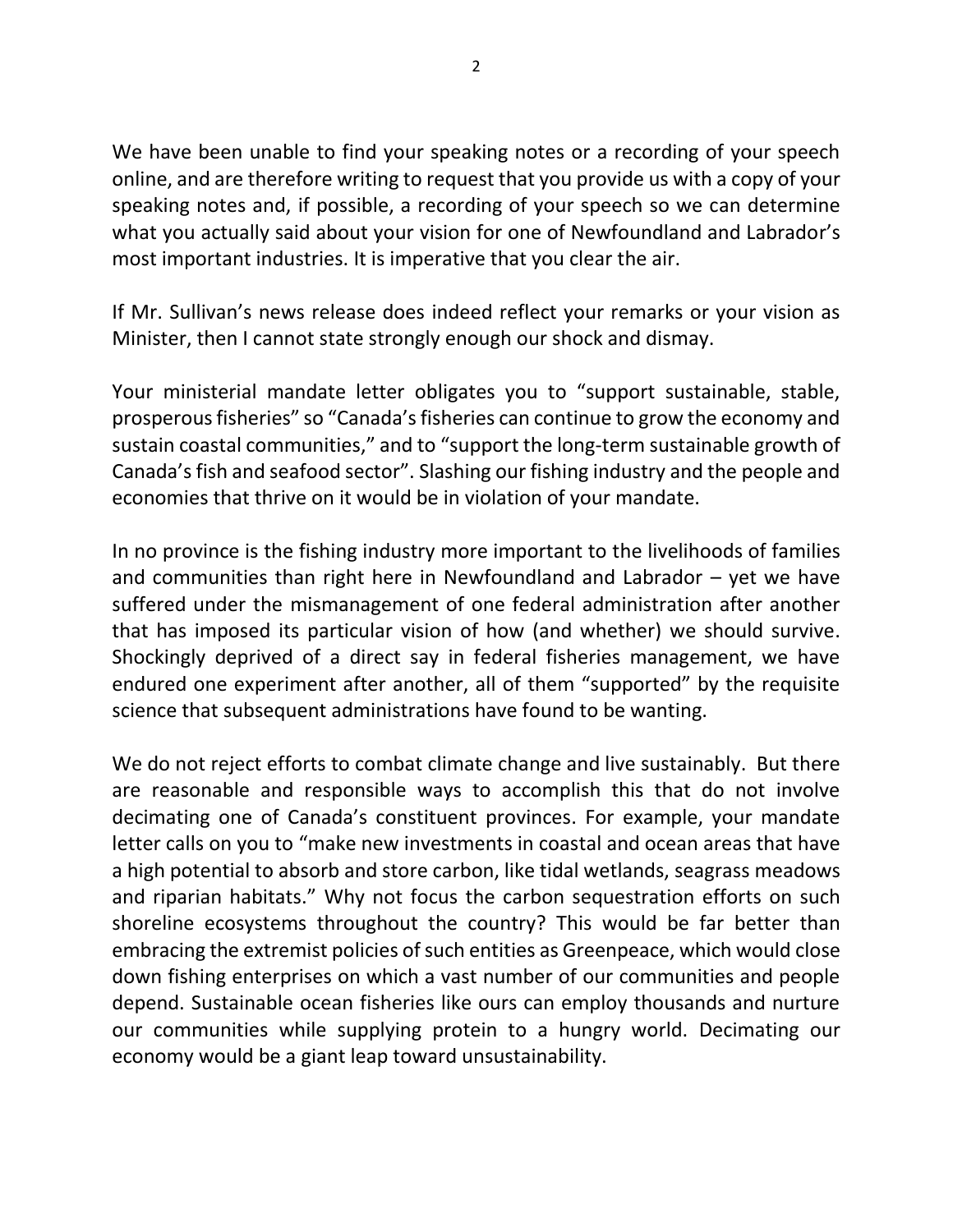We have been unable to find your speaking notes or a recording of your speech online, and are therefore writing to request that you provide us with a copy of your speaking notes and, if possible, a recording of your speech so we can determine what you actually said about your vision for one of Newfoundland and Labrador's most important industries. It is imperative that you clear the air.

If Mr. Sullivan's news release does indeed reflect your remarks or your vision as Minister, then I cannot state strongly enough our shock and dismay.

Your ministerial mandate letter obligates you to "support sustainable, stable, prosperous fisheries" so "Canada's fisheries can continue to grow the economy and sustain coastal communities," and to "support the long-term sustainable growth of Canada's fish and seafood sector". Slashing our fishing industry and the people and economies that thrive on it would be in violation of your mandate.

In no province is the fishing industry more important to the livelihoods of families and communities than right here in Newfoundland and Labrador – yet we have suffered under the mismanagement of one federal administration after another that has imposed its particular vision of how (and whether) we should survive. Shockingly deprived of a direct say in federal fisheries management, we have endured one experiment after another, all of them "supported" by the requisite science that subsequent administrations have found to be wanting.

We do not reject efforts to combat climate change and live sustainably. But there are reasonable and responsible ways to accomplish this that do not involve decimating one of Canada's constituent provinces. For example, your mandate letter calls on you to "make new investments in coastal and ocean areas that have a high potential to absorb and store carbon, like tidal wetlands, seagrass meadows and riparian habitats." Why not focus the carbon sequestration efforts on such shoreline ecosystems throughout the country? This would be far better than embracing the extremist policies of such entities as Greenpeace, which would close down fishing enterprises on which a vast number of our communities and people depend. Sustainable ocean fisheries like ours can employ thousands and nurture our communities while supplying protein to a hungry world. Decimating our economy would be a giant leap toward unsustainability.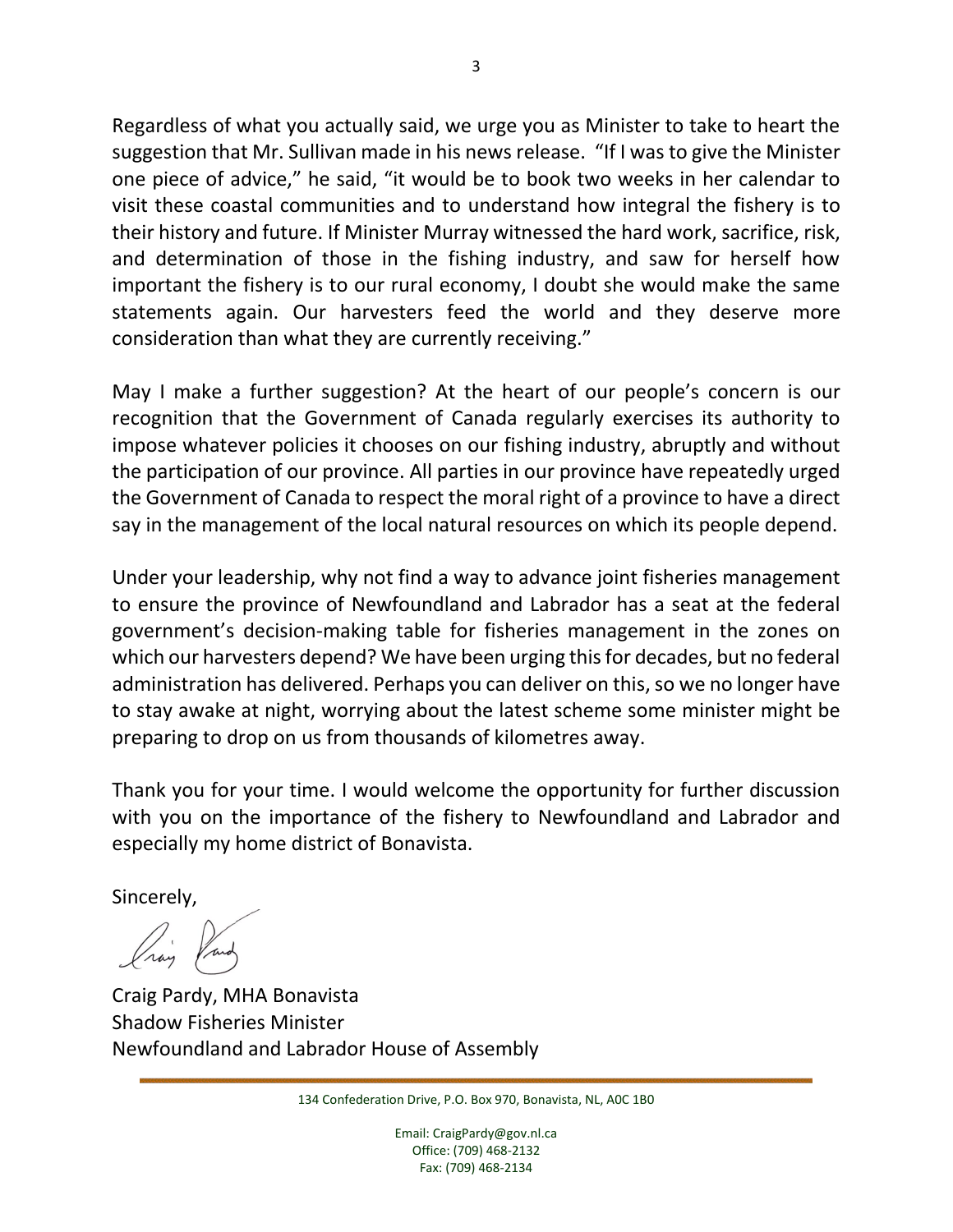Regardless of what you actually said, we urge you as Minister to take to heart the suggestion that Mr. Sullivan made in his news release. "If I was to give the Minister one piece of advice," he said, "it would be to book two weeks in her calendar to visit these coastal communities and to understand how integral the fishery is to their history and future. If Minister Murray witnessed the hard work, sacrifice, risk, and determination of those in the fishing industry, and saw for herself how important the fishery is to our rural economy, I doubt she would make the same statements again. Our harvesters feed the world and they deserve more consideration than what they are currently receiving."

May I make a further suggestion? At the heart of our people's concern is our recognition that the Government of Canada regularly exercises its authority to impose whatever policies it chooses on our fishing industry, abruptly and without the participation of our province. All parties in our province have repeatedly urged the Government of Canada to respect the moral right of a province to have a direct say in the management of the local natural resources on which its people depend.

Under your leadership, why not find a way to advance joint fisheries management to ensure the province of Newfoundland and Labrador has a seat at the federal government's decision-making table for fisheries management in the zones on which our harvesters depend? We have been urging this for decades, but no federal administration has delivered. Perhaps you can deliver on this, so we no longer have to stay awake at night, worrying about the latest scheme some minister might be preparing to drop on us from thousands of kilometres away.

Thank you for your time. I would welcome the opportunity for further discussion with you on the importance of the fishery to Newfoundland and Labrador and especially my home district of Bonavista.

Sincerely,

Craig Pardy, MHA Bonavista
Shadow Fisheries Minister
Newfoundland and Labrador House of Assembly

134 Confederation Drive, P.O. Box 970, Bonavista, NL, A0C 1B0

Email: CraigPardy@gov.nl.ca
Office: (709) 468-2132
Fax: (709) 468-2134